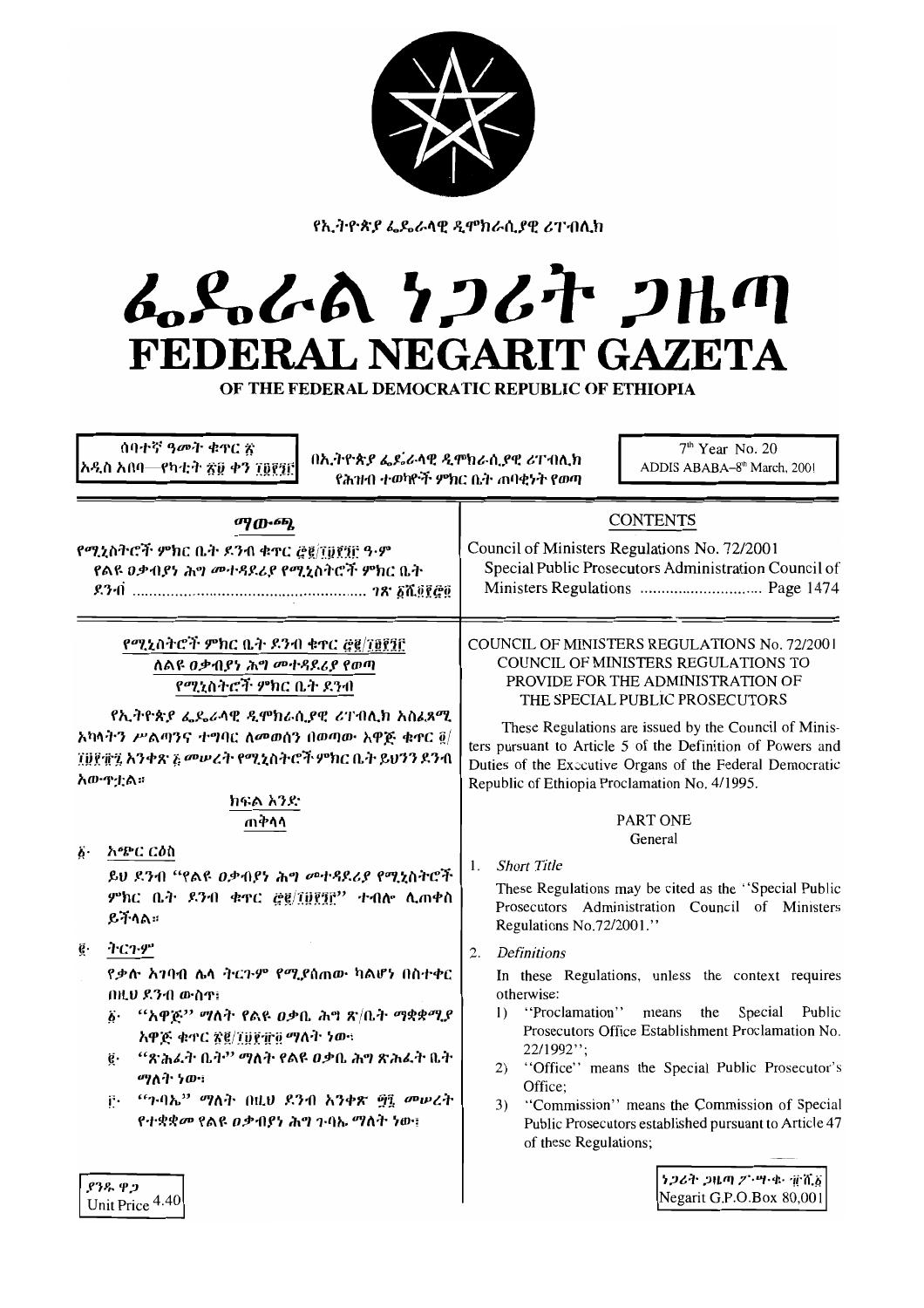የኢትዮጵያ ፌዴራላዊ ዲሞክራሲያዊ ሪፐብሊክ

# ፌዴራል ነጋሪት ጋዜጣ
# FEDERAL NEGARIT GAZETA
## OF THE FEDERAL DEMOCRATIC REPUBLIC OF ETHIOPIA

ሰባተኛ ዓመት ቁጥር ፳
አዲስ አበባ—የካቲት ፳፱ ቀን ፲፱፻፺፫

በኢትዮጵያ ፌደራላዊ ዲሞክራሲያዊ ሪፐብሊክ የሕዝብ ተወካዮች ምክር ቤት ጠባቂነት የወጣ

7th Year No. 20
ADDIS ABABA-8th March, 2001

**ማውጫ**

የሚኒስትሮች ምክር ቤት ደንብ ቁጥር ፸፪/፲፱፻፺፫ ዓ.ም
የልዩ ዐቃብያነ ሕግ መተዳደሪያ የሚኒስትሮች ምክር ቤት ደንብ ..................................................... ገጽ ፩ሺ፬፻፸፬

**CONTENTS**

Council of Ministers Regulations No. 72/2001
Special Public Prosecutors Administration Council of Ministers Regulations ............................ Page 1474

**የሚኒስትሮች ምክር ቤት ደንብ ቁጥር ፸፪/፲፱፻፺፫**
**ለልዩ ዐቃብያነ ሕግ መተዳደሪያ የወጣ**
**የሚኒስትሮች ምክር ቤት ደንብ**

የኢትዮጵያ ፌዴራላዊ ዲሞክራሲያዊ ሪፐብሊክ አስፈጻሚ አካላትን ሥልጣንና ተግባር ለመወሰን በወጣው አዋጅ ቁጥር ፬/፲፱፻፹፯ አንቀጽ ፭ መሠረት የሚኒስትሮች ምክር ቤት ይህንን ደንብ አውጥቷል።

**ክፍል አንድ**
**ጠቅላላ**

፩· አጭር ርዕስ

ይህ ደንብ "የልዩ ዐቃብያነ ሕግ መተዳደሪያ የሚኒስትሮች ምክር ቤት ደንብ ቁጥር ፸፪/፲፱፻፺፫" ተብሎ ሊጠቀስ ይችላል።

፪· ትርጓሜ

የቃሉ አገባብ ሌላ ትርጉም የሚያሰጠው ካልሆነ በስተቀር በዚህ ደንብ ውስጥ፣

፩· "አዋጅ" ማለት የልዩ ዐቃቤ ሕግ ጽ/ቤት ማቋቋሚያ አዋጅ ቁጥር ፳፪/፲፱፻፹፬ ማለት ነው፣

፪· "ጽሕፈት ቤት" ማለት የልዩ ዐቃቤ ሕግ ጽሕፈት ቤት ማለት ነው፣

፫· "ጉባኤ" ማለት በዚህ ደንብ አንቀጽ ፵፯ መሠረት የተቋቋመ የልዩ ዐቃብያነ ሕግ ጉባኤ ማለት ነው፣

**COUNCIL OF MINISTERS REGULATIONS No. 72/2001**
**COUNCIL OF MINISTERS REGULATIONS TO PROVIDE FOR THE ADMINISTRATION OF THE SPECIAL PUBLIC PROSECUTORS**

These Regulations are issued by the Council of Ministers pursuant to Article 5 of the Definition of Powers and Duties of the Executive Organs of the Federal Democratic Republic of Ethiopia Proclamation No. 4/1995.

**PART ONE**
**General**

1. *Short Title*

   These Regulations may be cited as the "Special Public Prosecutors Administration Council of Ministers Regulations No.72/2001."

2. *Definitions*

   In these Regulations, unless the context requires otherwise:

   1) "Proclamation" means the Special Public Prosecutors Office Establishment Proclamation No. 22/1992";
   2) "Office" means the Special Public Prosecutor's Office;
   3) "Commission" means the Commission of Special Public Prosecutors established pursuant to Article 47 of these Regulations;

ያንዱ ዋጋ
Unit Price 4.40

ነጋሪት ጋዜጣ ፖ·ሣ·ቁ· ፹ሺ፩
Negarit G.P.O.Box 80,001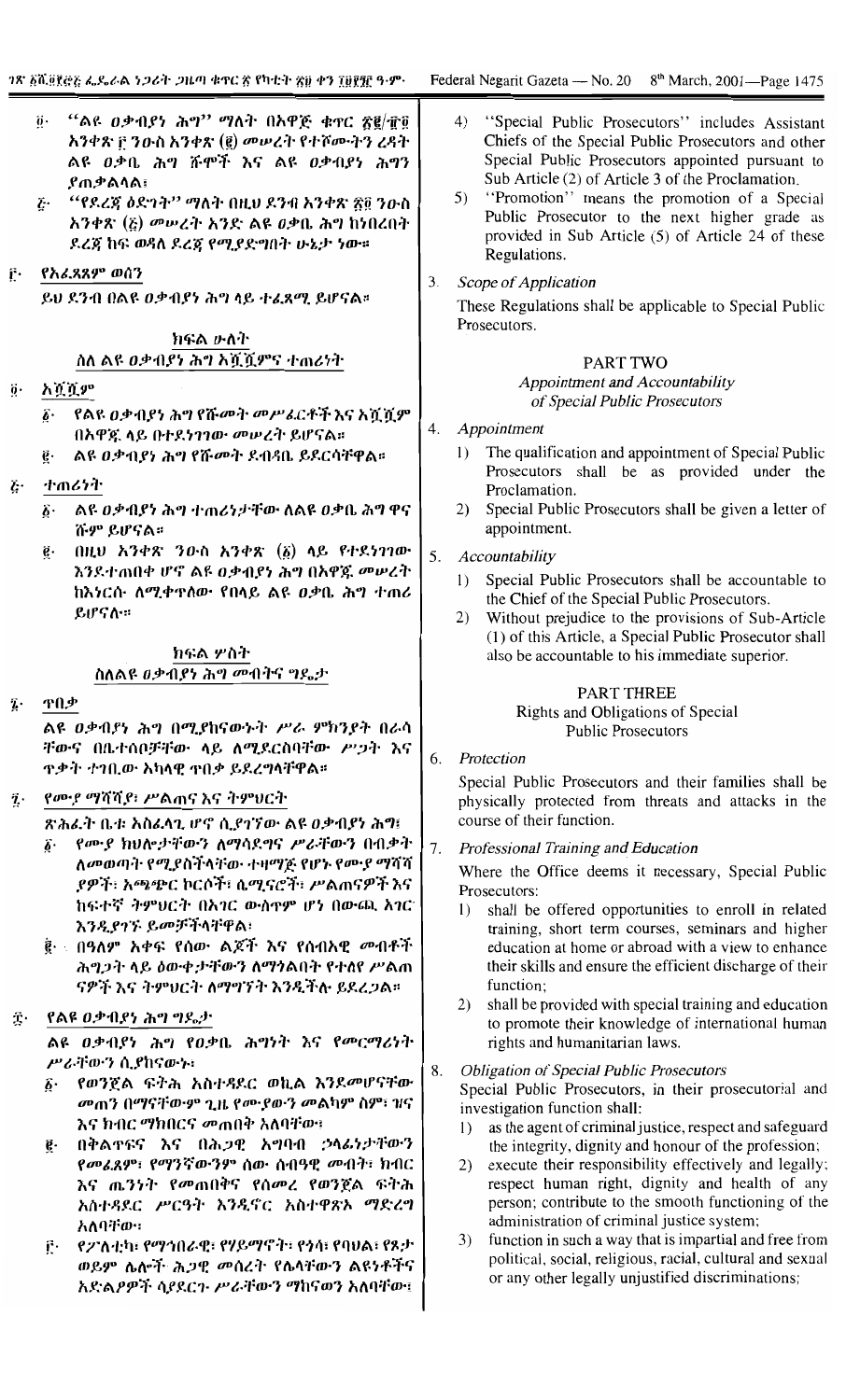፬· "ልዩ ዐቃብያነ ሕግ" ማለት በአዋጅ ቁጥር ፳፪/፹፬ አንቀጽ ፫ ንዑስ አንቀጽ (፪) መሠረት የተሾሙትን ረዳት ልዩ ዐቃቤ ሕግ ሹሞች እና ልዩ ዐቃብያነ ሕግን ያጠቃልላል፤

፭· "የደረጃ ዕድገት" ማለት በዚህ ደንብ አንቀጽ ፳፬ ንዑስ አንቀጽ (፭) መሠረት አንድ ልዩ ዐቃቤ ሕግ ከነበረበት ደረጃ ከፍ ወዳለ ደረጃ የሚያድግበት ሁኔታ ነው።

፫· የአፈጻጸም ወሰን

ይህ ደንብ በልዩ ዐቃብያነ ሕግ ላይ ተፈጻሚ ይሆናል።

## ክፍል ሁለት
### ስለ ልዩ ዐቃብያነ ሕግ አሿሿምና ተጠሪነት

፬· አሿሿም

፩· የልዩ ዐቃብያነ ሕግ የሹመት መሥፈርቶች እና አሿሿም በአዋጁ ላይ በተደነገገው መሠረት ይሆናል።

፪· ልዩ ዐቃብያነ ሕግ የሹመት ደብዳቤ ይደርሳቸዋል።

፭· ተጠሪነት

፩· ልዩ ዐቃብያነ ሕግ ተጠሪነታቸው ለልዩ ዐቃቤ ሕግ ዋና ሹም ይሆናል።

፪· በዚህ አንቀጽ ንዑስ አንቀጽ (፩) ላይ የተደነገገው እንደተጠበቀ ሆኖ ልዩ ዐቃብያነ ሕግ በአዋጁ መሠረት ከእነርሱ ለሚቀጥለው የበላይ ልዩ ዐቃቤ ሕግ ተጠሪ ይሆናሉ።

## ክፍል ሦስት
### ስለልዩ ዐቃብያነ ሕግ መብትና ግዴታ

፮· ጥበቃ

ልዩ ዐቃብያነ ሕግ በሚያከናውኑት ሥራ ምክንያት በራሳቸውና በቤተሰቦቻቸው ላይ ለሚያደርስባቸው ሥጋት እና ጥቃት ተገቢው አካላዊ ጥበቃ ይደረግላቸዋል።

፯· የሙያ ማሻሻያ፣ ሥልጠና እና ትምህርት

ጽሕፈት ቤቱ አስፈላጊ ሆኖ ሲያገኘው ልዩ ዐቃብያነ ሕግ፣

፩· የሙያ ክህሎታቸውን ለማሳደግና ሥራቸውን በብቃት ለመወጣት የሚያስችላቸው ተዛማጅ የሆኑ የሙያ ማሻሻያዎች፣ አጫጭር ኮርሶች፣ ሴሚናሮች፣ ሥልጠናዎች እና ከፍተኛ ትምህርት በአገር ውስጥም ሆነ በውጪ አገር እንዲያገኙ ይመቻችላቸዋል፤

፪· በዓለም አቀፍ የሰው ልጆች እና የሰብአዊ መብቶች ሕግጋት ላይ ዕውቀታቸውን ለማጎልበት የተለየ ሥልጠናዎች እና ትምህርት ለማግኘት እንዲችሉ ይደረጋል።

፰· የልዩ ዐቃብያነ ሕግ ግዴታ

ልዩ ዐቃብያነ ሕግ የዐቃቤ ሕግነት እና የመርማሪነት ሥራቸውን ሲያከናውኑ፣

፩· የወንጀል ፍትሕ አስተዳደር ወኪል እንደመሆናቸው መጠን በማናቸውም ጊዜ የሙያውን መልካም ስም፣ ዝና እና ክብር ማክበርና መጠበቅ አለባቸው፣

፪· በቅልጥፍና እና በሕጋዊ አግባብ ኃላፊነታቸውን የመፈጸም፣ የማንኛውንም ሰው ሰብዓዊ መብት፣ ክብር እና ጤንነት የመጠበቅና የሰመረ የወንጀል ፍትሕ አስተዳደር ሥርዓት እንዲኖር አስተዋጽኦ ማድረግ አለባቸው፣

፫· የፖለቲካ፣ የማኅበራዊ፣ የሃይማኖት፣ የጎሳ፣ የባህል፣ የጾታ ወይም ሌሎች ሕጋዊ መሰረት የሌላቸውን ልዩነቶችና አድልዎዎች ሳያደርጉ ሥራቸውን ማከናወን አለባቸው፣

4) "Special Public Prosecutors" includes Assistant Chiefs of the Special Public Prosecutors and other Special Public Prosecutors appointed pursuant to Sub Article (2) of Article 3 of the Proclamation.

5) "Promotion" means the promotion of a Special Public Prosecutor to the next higher grade as provided in Sub Article (5) of Article 24 of these Regulations.

3. *Scope of Application*

These Regulations shall be applicable to Special Public Prosecutors.

## PART TWO
### *Appointment and Accountability of Special Public Prosecutors*

4. *Appointment*

1) The qualification and appointment of Special Public Prosecutors shall be as provided under the Proclamation.

2) Special Public Prosecutors shall be given a letter of appointment.

5. *Accountability*

1) Special Public Prosecutors shall be accountable to the Chief of the Special Public Prosecutors.

2) Without prejudice to the provisions of Sub-Article (1) of this Article, a Special Public Prosecutor shall also be accountable to his immediate superior.

## PART THREE
### Rights and Obligations of Special Public Prosecutors

6. *Protection*

Special Public Prosecutors and their families shall be physically protected from threats and attacks in the course of their function.

7. *Professional Training and Education*

Where the Office deems it necessary, Special Public Prosecutors:

1) shall be offered opportunities to enroll in related training, short term courses, seminars and higher education at home or abroad with a view to enhance their skills and ensure the efficient discharge of their function;

2) shall be provided with special training and education to promote their knowledge of international human rights and humanitarian laws.

8. *Obligation of Special Public Prosecutors*

Special Public Prosecutors, in their prosecutorial and investigation function shall:

1) as the agent of criminal justice, respect and safeguard the integrity, dignity and honour of the profession;

2) execute their responsibility effectively and legally; respect human right, dignity and health of any person; contribute to the smooth functioning of the administration of criminal justice system;

3) function in such a way that is impartial and free from political, social, religious, racial, cultural and sexual or any other legally unjustified discriminations;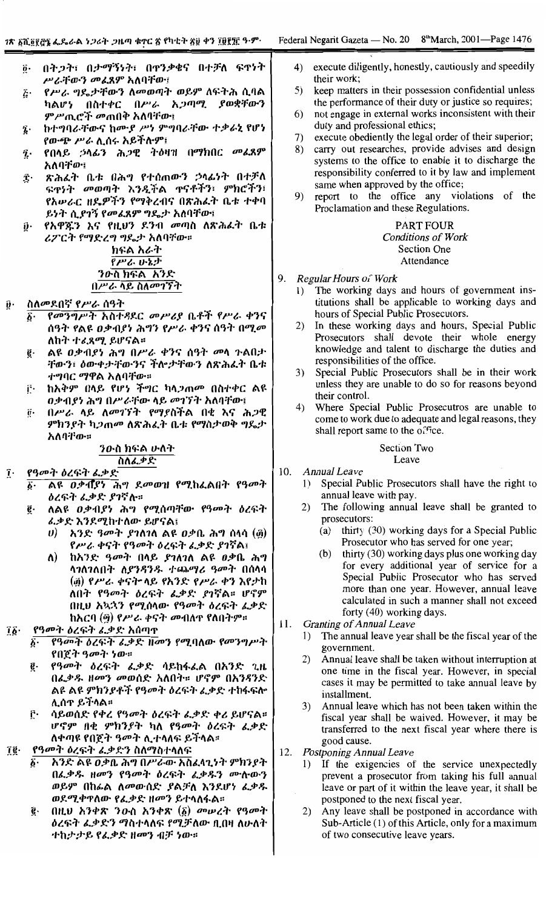፬· በትጋት፣ በታማኝነት፣ በጥንቃቄና በተቻለ ፍጥነት ሥራቸውን መፈጸም አለባቸው፣

፭· የሥራ ግዴታቸውን ለመወጣት ወይም ለፍትሕ ሲባል ካልሆነ በስተቀር በሥራ አጋጣሚ ያወቋቸውን ምሥጢሮች መጠበቅ አለባቸው፣

፮· ከተግባራቸውና ከሙያ ሥነ ምግባራቸው ተቃራኒ የሆነ የውጭ ሥራ ሊሰሩ አይችሉም፣

፯· የበላይ ኃላፊን ሕጋዊ ትዕዛዝ በማክበር መፈጸም አለባቸው፣

፰· ጽሕፈት ቤቱ በሕግ የተሰጠውን ኃላፊነት በተቻለ ፍጥነት መወጣት እንዲችል ጥናቶችን፣ ምክሮችን፣ የአሠራር ዘዴዎችን የማቅረብና በጽሕፈት ቤቱ ተቀባይነት ሲያገኝ የመፈጸም ግዴታ አለባቸው፣

፱· የአዋጁን እና የዚህን ደንብ መጣስ ለጽሕፈት ቤቱ ሪፖርት የማድረግ ግዴታ አለባቸው።

## ክፍል አራት
### የሥራ ሁኔታ
#### ንዑስ ክፍል አንድ
#### በሥራ ላይ ስለመገኘት

፱· ስለመደበኛ የሥራ ሰዓት

፩· የመንግሥት አስተዳደር መሥሪያ ቤቶች የሥራ ቀንና ሰዓት የልዩ ዐቃብያነ ሕግን የሥራ ቀንና ሰዓት በሚመለከት ተፈጻሚ ይሆናል።

፪· ልዩ ዐቃብያነ ሕግ በሥራ ቀንና ሰዓት መላ ጉልበታቸውን፣ ዕውቀታቸውንና ችሎታቸውን ለጽሕፈት ቤቱ ተግባር ማዋል አለባቸው።

፫· ከአቅም በላይ የሆነ ችግር ካላጋጠመ በስተቀር ልዩ ዐቃብያነ ሕግ በሥራቸው ላይ መገኘት አለባቸው፣

፬· በሥራ ላይ ለመገኘት የማያስችል በቂ እና ሕጋዊ ምክንያት ካጋጠመ ለጽሕፈት ቤቱ የማስታወቅ ግዴታ አለባቸው።

#### ንዑስ ክፍል ሁለት
#### ስለፈቃድ

፲· የዓመት ዕረፍት ፈቃድ

፩· ልዩ ዐቃብያነ ሕግ ደመወዝ የሚከፈልበት የዓመት ዕረፍት ፈቃድ ያገኛሉ።

፪· ለልዩ ዐቃብያነ ሕግ የሚሰጣቸው የዓመት ዕረፍት ፈቃድ እንደሚከተለው ይሆናል፣

ሀ) አንድ ዓመት ያገለገለ ልዩ ዐቃቤ ሕግ ሰላሳ (፴) የሥራ ቀናት የዓመት ዕረፍት ፈቃድ ያገኛል፣

ለ) ከአንድ ዓመት በላይ ያገለገለ ልዩ ዐቃቤ ሕግ ላገለገለበት ለያንዳንዱ ተጨማሪ ዓመት በሰላሳ (፴) የሥራ ቀናት ላይ የአንድ የሥራ ቀን እየታከለበት የዓመት ዕረፍት ፈቃድ ያገኛል። ሆኖም በዚህ አኳኋን የሚሰላው የዓመት ዕረፍት ፈቃድ ከአርባ (፵) የሥራ ቀናት መብለጥ የለበትም።

፲፩· የዓመት ዕረፍት ፈቃድ አሰጣጥ

፩· የዓመት ዕረፍት ፈቃድ ዘመን የሚባለው የመንግሥት የበጀት ዓመት ነው።

፪· የዓመት ዕረፍት ፈቃድ ሳይከፋፈል በአንድ ጊዜ በፈቃዱ ዘመን መወሰድ አለበት። ሆኖም በአንዳንድ ልዩ ልዩ ምክንያቶች የዓመት ዕረፍት ፈቃድ ተከፋፍሎ ሊሰጥ ይችላል።

፫· ሳይወሰድ የቀረ የዓመት ዕረፍት ፈቃድ ቀሪ ይሆናል። ሆኖም በቂ ምክንያት ካለ የዓመት ዕረፍት ፈቃድ ለቀጣዩ የበጀት ዓመት ሊተላለፍ ይችላል።

፲፪· የዓመት ዕረፍት ፈቃድን ስለማስተላለፍ

፩· አንድ ልዩ ዐቃቤ ሕግ በሥራው አስፈላጊነት ምክንያት በፈቃዱ ዘመን የዓመት ዕረፍት ፈቃዱን ሙሉውን ወይም በከፊል ለመውሰድ ያልቻለ እንደሆነ ፈቃዱ ወደሚቀጥለው የፈቃድ ዘመን ይተላለፋል።

፪· በዚህ አንቀጽ ንዑስ አንቀጽ (፩) መሠረት የዓመት ዕረፍት ፈቃድን ማስተላለፍ የሚቻለው ቢበዛ ለሁለት ተከታታይ የፈቃድ ዘመን ብቻ ነው።

4) execute diligently, honestly, cautiously and speedily their work;

5) keep matters in their possession confidential unless the performance of their duty or justice so requires;

6) not engage in external works inconsistent with their duty and professional ethics;

7) execute obediently the legal order of their superior;

8) carry out researches, provide advises and design systems to the office to enable it to discharge the responsibility conferred to it by law and implement same when approved by the office;

9) report to the office any violations of the Proclamation and these Regulations.

## PART FOUR
### Conditions of Work
#### Section One
#### Attendance

9. *Regular Hours of Work*

1) The working days and hours of government institutions shall be applicable to working days and hours of Special Public Prosecutors.

2) In these working days and hours, Special Public Prosecutors shall devote their whole energy knowledge and talent to discharge the duties and responsibilities of the office.

3) Special Public Prosecutors shall be in their work unless they are unable to do so for reasons beyond their control.

4) Where Special Public Prosecutros are unable to come to work due to adequate and legal reasons, they shall report same to the office.

#### Section Two
#### Leave

10. *Annual Leave*

1) Special Public Prosecutors shall have the right to annual leave with pay.

2) The following annual leave shall be granted to prosecutors:

(a) thirty (30) working days for a Special Public Prosecutor who has served for one year;

(b) thirty (30) working days plus one working day for every additional year of service for a Special Public Prosecutor who has served more than one year. However, annual leave calculated in such a manner shall not exceed forty (40) working days.

11. *Granting of Annual Leave*

1) The annual leave year shall be the fiscal year of the government.

2) Annual leave shall be taken without interruption at one time in the fiscal year. However, in special cases it may be permitted to take annual leave by installment.

3) Annual leave which has not been taken within the fiscal year shall be waived. However, it may be transferred to the next fiscal year where there is good cause.

12. *Postponing Annual Leave*

1) If the exigencies of the service unexpectedly prevent a prosecutor from taking his full annual leave or part of it within the leave year, it shall be postponed to the next fiscal year.

2) Any leave shall be postponed in accordance with Sub-Article (1) of this Article, only for a maximum of two consecutive leave years.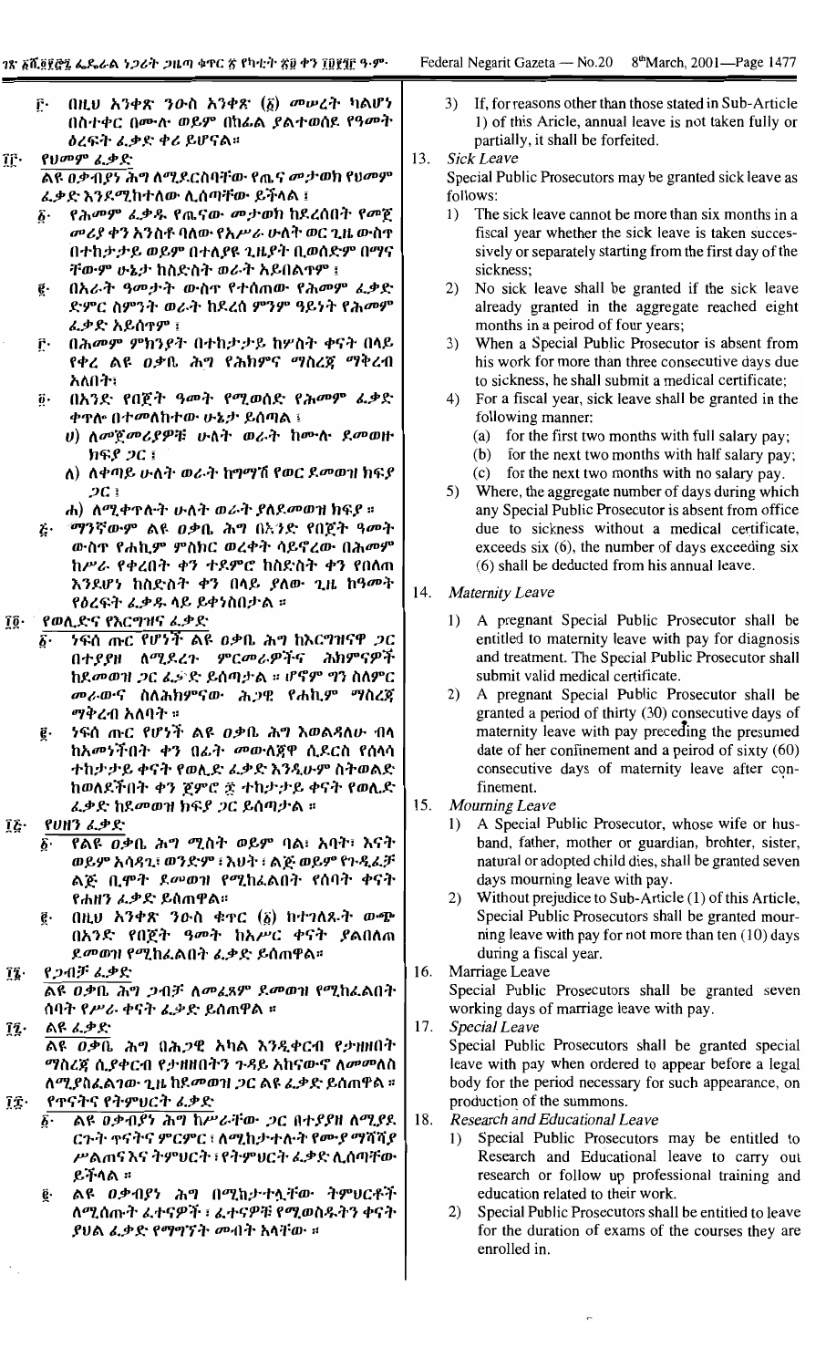፫· በዚህ አንቀጽ ንዑስ አንቀጽ (፩) መሠረት ካልሆነ በስተቀር በሙሉ ወይም በከፊል ያልተወሰደ የዓመት ዕረፍት ፈቃድ ቀሪ ይሆናል።

፲፫· **የህመም ፈቃድ**

ልዩ ዐቃብያነ ሕግ ለሚያርስባቸው የጤና መታወክ የህመም ፈቃድ እንደሚከተለው ሊሰጣቸው ይችላል ፤

፩· የሕመም ፈቃዱ የጤናው መታወክ ከደረሰበት የመጀመሪያ ቀን አንስቶ ባለው የአሥራ ሁለት ወር ጊዜ ውስጥ በተከታታይ ወይም በተለያዩ ጊዜያት ቢወሰድም በማናቸውም ሁኔታ ከስድስት ወራት አይበልጥም ፤

፪· በአራት ዓመታት ውስጥ የተሰጠው የሕመም ፈቃድ ድምር ስምንት ወራት ከደረሰ ምንም ዓይነት የሕመም ፈቃድ አይሰጥም ፤

፫· በሕመም ምክንያት በተከታታይ ከሦስት ቀናት በላይ የቀረ ልዩ ዐቃቤ ሕግ የሕክምና ማስረጃ ማቅረብ አለበት፡

፬· በአንድ የበጀት ዓመት የሚወሰድ የሕመም ፈቃድ ቀጥሎ በተመለከተው ሁኔታ ይሰጣል ፤

ሀ) ለመጀመሪያዎቹ ሁለት ወራት ከሙሉ ደመወዙ ክፍያ ጋር ፤

ለ) ለቀጣይ ሁለት ወራት ከግማሽ የወር ደመወዝ ክፍያ ጋር ፤

ሐ) ለሚቀጥሉት ሁለት ወራት ያለደመወዝ ክፍያ ።

፭· ማንኛውም ልዩ ዐቃቤ ሕግ በአንድ የበጀት ዓመት ውስጥ የሐኪም ምስክር ወረቀት ሳይኖረው በሕመም ከሥራ የቀረበት ቀን ተደምሮ ከስድስት ቀን የበለጠ እንደሆነ ከስድስት ቀን በላይ ያለው ጊዜ ከዓመት የዕረፍት ፈቃዱ ላይ ይቀነስበታል ።

፲፬· **የወሊድና የእርግዝና ፈቃድ**

፩· ነፍሰ ጡር የሆነች ልዩ ዐቃቤ ሕግ ከእርግዝናዋ ጋር በተያያዘ ለሚደረጉ ምርመራዎችና ሕክምናዎች ከደመወዝ ጋር ፈቃድ ይሰጣታል ። ሆኖም ግን ስለምርመራውና ስለሕክምናው ሕጋዊ የሐኪም ማስረጃ ማቅረብ አለባት ።

፪· ነፍሰ ጡር የሆነች ልዩ ዐቃቤ ሕግ እወልዳለሁ ብላ ከአመነችበት ቀን በፊት መውለጃዋ ሲደርስ የሰላሳ ተከታታይ ቀናት የወሊድ ፈቃድ እንዲሁም ስትወልድ ከወለደችበት ቀን ጀምሮ ፷ ተከታታይ ቀናት የወሊድ ፈቃድ ከደመወዝ ክፍያ ጋር ይሰጣታል ።

፲፭· **የሀዘን ፈቃድ**

፩· የልዩ ዐቃቤ ሕግ ሚስት ወይም ባል፣ አባት፣ እናት ወይም አሳዳጊ፣ ወንድም ፣ እህት ፣ ልጅ ወይም የጉዲፈቻ ልጅ ቢሞት ደመወዝ የሚከፈልበት የሰባት ቀናት የሐዘን ፈቃድ ይሰጠዋል።

፪· በዚህ አንቀጽ ንዑስ ቁጥር (፩) ከተገለጸው ውጭ በአንድ የበጀት ዓመት ከአሥር ቀናት ያልበለጠ ደመወዝ የሚከፈልበት ፈቃድ ይሰጠዋል።

፲፮· **የጋብቻ ፈቃድ**

ልዩ ዐቃቤ ሕግ ጋብቻ ለመፈጸም ደመወዝ የሚከፈልበት ሰባት የሥራ ቀናት ፈቃድ ይሰጠዋል ።

፲፯· **ልዩ ፈቃድ**

ልዩ ዐቃቤ ሕግ በሕጋዊ አካል እንዲቀርብ የታዘዘበት ማስረጃ ሲቀርብ የታዘዘበትን ጉዳይ አከናውኖ ለመመለስ ለሚያስፈልገው ጊዜ ከደመወዝ ጋር ልዩ ፈቃድ ይሰጠዋል ።

፲፰· **የጥናትና የትምህርት ፈቃድ**

፩· ልዩ ዐቃብያነ ሕግ ከሥራቸው ጋር በተያያዘ ለሚያደርጉት ጥናትና ምርምር ፣ ለሚከታተሉት የሙያ ማሻሻያ ሥልጠና እና ትምህርት ፣ የትምህርት ፈቃድ ሊሰጣቸው ይችላል ።

፪· ልዩ ዐቃብያነ ሕግ በሚከታተሏቸው ትምህርቶች ለሚሰጡት ፈተናዎች ፣ ፈተናዎቹ የሚወስዱትን ቀናት ያህል ፈቃድ የማግኘት መብት አላቸው ።

3) If, for reasons other than those stated in Sub-Article 1) of this Aricle, annual leave is not taken fully or partially, it shall be forfeited.

13. *Sick Leave*

Special Public Prosecutors may be granted sick leave as follows:

1) The sick leave cannot be more than six months in a fiscal year whether the sick leave is taken successively or separately starting from the first day of the sickness;

2) No sick leave shall be granted if the sick leave already granted in the aggregate reached eight months in a peirod of four years;

3) When a Special Public Prosecutor is absent from his work for more than three consecutive days due to sickness, he shall submit a medical certificate;

4) For a fiscal year, sick leave shall be granted in the following manner:
   (a) for the first two months with full salary pay;
   (b) for the next two months with half salary pay;
   (c) for the next two months with no salary pay.

5) Where, the aggregate number of days during which any Special Public Prosecutor is absent from office due to sickness without a medical certificate, exceeds six (6), the number of days exceeding six (6) shall be deducted from his annual leave.

14. *Maternity Leave*

1) A pregnant Special Public Prosecutor shall be entitled to maternity leave with pay for diagnosis and treatment. The Special Public Prosecutor shall submit valid medical certificate.

2) A pregnant Special Public Prosecutor shall be granted a period of thirty (30) consecutive days of maternity leave with pay preceding the presumed date of her confinement and a peirod of sixty (60) consecutive days of maternity leave after confinement.

15. *Mourning Leave*

1) A Special Public Prosecutor, whose wife or husband, father, mother or guardian, brohter, sister, natural or adopted child dies, shall be granted seven days mourning leave with pay.

2) Without prejudice to Sub-Article (1) of this Article, Special Public Prosecutors shall be granted mourning leave with pay for not more than ten (10) days during a fiscal year.

16. Marriage Leave

Special Public Prosecutors shall be granted seven working days of marriage leave with pay.

17. *Special Leave*

Special Public Prosecutors shall be granted special leave with pay when ordered to appear before a legal body for the period necessary for such appearance, on production of the summons.

18. *Research and Educational Leave*

1) Special Public Prosecutors may be entitled to Research and Educational leave to carry out research or follow up professional training and education related to their work.

2) Special Public Prosecutors shall be entitled to leave for the duration of exams of the courses they are enrolled in.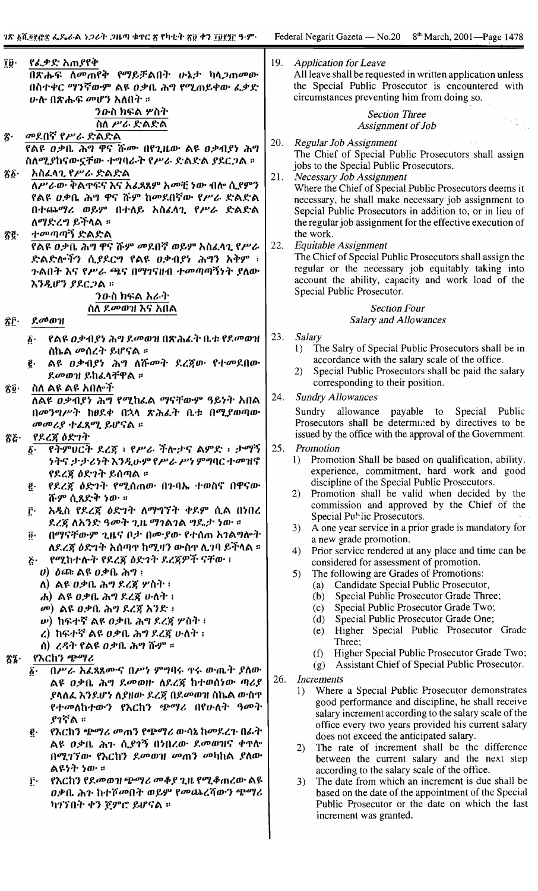፲፱· የፈቃድ አጠያየቅ

በጽሑፍ ለመጠየቅ የማይቻልበት ሁኔታ ካላጋጠመው በስተቀር ማንኛውም ልዩ ዐቃቤ ሕግ የሚጠይቀው ፈቃድ ሁሉ በጽሑፍ መሆን አለበት ።

## ንዑስ ክፍል ሦስት
## ስለ ሥራ ድልድል

፳· መደበኛ የሥራ ድልድል

የልዩ ዐቃቤ ሕግ ዋና ሹሙ በየጊዜው ልዩ ዐቃብያነ ሕግ ስለሚያከናውኗቸው ተግባራት የሥራ ድልድል ያደርጋል ።

፳፩· አስፈላጊ የሥራ ድልድል

ለሥራው ቅልጥፍና እና አፈጻጸም አመቺ ነው ብሎ ሲያምን የልዩ ዐቃቤ ሕግ ዋና ሹም ከመደበኛው የሥራ ድልድል በተጨማሪ ወይም በተለይ አስፈላጊ የሥራ ድልድል ለማድረግ ይችላል ።

፳፪· ተመጣጣኝ ድልድል

የልዩ ዐቃቤ ሕግ ዋና ሹም መደበኛ ወይም አስፈላጊ የሥራ ድልድሎችን ሲያደርግ የልዩ ዐቃብያነ ሕግን አቅም ፣ ጉልበት እና የሥራ ጫና በማገናዘብ ተመጣጣኝነት ያለው እንዲሆን ያደርጋል ።

## ንዑስ ክፍል አራት
## ስለ ደመወዝ እና አበል

፳፫· ደመወዝ

፩· የልዩ ዐቃብያነ ሕግ ደመወዝ በጽሕፈት ቤቱ የደመወዝ ስኬል መሠረት ይሆናል ።

፪· ልዩ ዐቃብያነ ሕግ ለሹመት ደረጃው የተመደበው ደመወዝ ይከፈላቸዋል ።

፳፬· ስለ ልዩ ልዩ አበሎች

ለልዩ ዐቃብያነ ሕግ የሚከፈል ማናቸውም ዓይነት አበል በመንግሥት ከፀደቀ በኋላ ጽሕፈት ቤቱ በሚያወጣው መመሪያ ተፈጻሚ ይሆናል ።

፳፭· የደረጃ ዕድገት

፩· የትምህርት ደረጃ ፣ የሥራ ችሎታና ልምድ ፣ ታማኝነትና ታታሪነት እንዲሁም የሥራ ሥነ ምግባር ተመዝኖ የደረጃ ዕድገት ይሰጣል ።

፪· የደረጃ ዕድገት የሚሰጠው በጉባኤ ተወስኖ በዋናው ሹም ሲጸድቅ ነው ።

፫· አዲስ የደረጃ ዕድገት ለማግኘት ቀደም ሲል በነበረ ደረጃ ለአንድ ዓመት ጊዜ ማገልገል ግዴታ ነው ።

፬· በማናቸውም ጊዜና ቦታ በሙያው የተሰጠ አገልግሎት ለደረጃ ዕድገት አሰጣጥ ከግንዛቤ ውስጥ ሊገባ ይችላል ።

፭· የሚከተሉት የደረጃ ዕድገት ደረጃዎች ናቸው ፤

ሀ) ዕጩ ልዩ ዐቃቤ ሕግ ፤

ለ) ልዩ ዐቃቤ ሕግ ደረጃ ሦስት ፤

ሐ) ልዩ ዐቃቤ ሕግ ደረጃ ሁለት ፤

መ) ልዩ ዐቃቤ ሕግ ደረጃ አንድ ፤

ሠ) ከፍተኛ ልዩ ዐቃቤ ሕግ ደረጃ ሦስት ፤

ረ) ከፍተኛ ልዩ ዐቃቤ ሕግ ደረጃ ሁለት ፤

ሰ) ረዳት የልዩ ዐቃቤ ሕግ ሹም ።

፳፮· የእርከን ጭማሪ

፩· በሥራ አፈጻጸሙና በሥነ ምግባሩ ጥሩ ውጤት ያለው ልዩ ዐቃቤ ሕግ ደመወዙ ለደረጃ ከተወሰነው ጣሪያ ያላለፈ እንደሆነ ለያዘው ደረጃ በደመወዝ ስኬል ውስጥ የተመለከተውን የእርከን ጭማሪ በየሁለት ዓመት ያገኛል ።

፪· የእርከን ጭማሪ መጠን የጭማሪ ውሳኔ ከመደረጉ በፊት ልዩ ዐቃቤ ሕጉ ሲያገኝ በነበረው ደመወዝና ቀጥሎ በሚገኘው የእርከን ደመወዝ መጠን መካከል ያለው ልዩነት ነው ።

፫· የእርከን የደመወዝ ጭማሪ መቆያ ጊዜ የሚቆጠረው ልዩ ዐቃቤ ሕጉ ከተሾመበት ወይም የመጨረሻውን ጭማሪ ካገኘበት ቀን ጀምሮ ይሆናል ።

19. *Application for Leave*

All leave shall be requested in written application unless the Special Public Prosecutor is encountered with circumstances preventing him from doing so.

## *Section Three*
## *Assignment of Job*

20. *Regular Job Assignment*

The Chief of Special Public Prosecutors shall assign jobs to the Special Public Prosecutors.

21. *Necessary Job Assignment*

Where the Chief of Special Public Prosecutors deems it necessary, he shall make necessary job assignment to Sepcial Public Prosecutors in addition to, or in lieu of the regular job assignment for the effective execution of the work.

22. *Equitable Assignment*

The Chief of Special Public Prosecutors shall assign the regular or the necessary job equitably taking into account the ability, capacity and work load of the Special Public Prosecutor.

## *Section Four*
## *Salary and Allowances*

23. *Salary*

1) The Salry of Special Public Prosecutors shall be in accordance with the salary scale of the office.

2) Special Public Prosecutors shall be paid the salary corresponding to their position.

24. *Sundry Allowances*

Sundry allowance payable to Special Public Prosecutors shall be determined by directives to be issued by the office with the approval of the Government.

25. *Promotion*

1) Promotion Shall be based on qualification, ability, experience, commitment, hard work and good discipline of the Special Public Prosecutors.

2) Promotion shall be valid when decided by the commission and approved by the Chief of the Special Public Prosecutors.

3) A one year service in a prior grade is mandatory for a new grade promotion.

4) Prior service rendered at any place and time can be considered for assessment of promotion.

5) The following are Grades of Promotions:

(a) Candidate Special Public Prosecutor,

(b) Special Public Prosecutor Grade Three;

(c) Special Public Prosecutor Grade Two;

(d) Special Public Prosecutor Grade One;

(e) Higher Special Public Prosecutor Grade Three;

(f) Higher Special Public Prosecutor Grade Two;

(g) Assistant Chief of Special Public Prosecutor.

26. *Increments*

1) Where a Special Public Prosecutor demonstrates good performance and discipline, he shall receive salary increment according to the salary scale of the office every two years provided his current salary does not exceed the anticipated salary.

2) The rate of increment shall be the difference between the current salary and the next step according to the salary scale of the office.

3) The date from which an increment is due shall be based on the date of the appointment of the Special Public Prosecutor or the date on which the last increment was granted.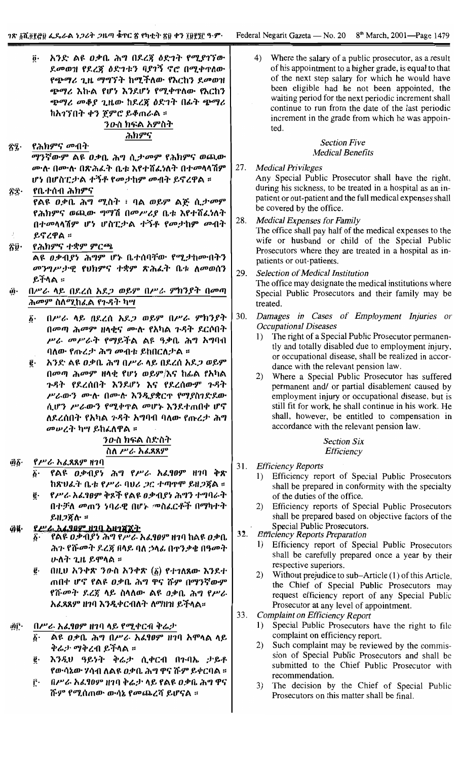፬· አንድ ልዩ ዐቃቤ ሕግ በደረጃ ዕድገት የሚያገኘው ደመወዝ የደረጃ ዕድገቱን ባያገኝ ኖሮ በሚቀጥለው የጭማሪ ጊዜ ማግኘት ከሚችለው የእርከን ደመወዝ ጭማሪ እኩል የሆነ እንደሆነ የሚቀጥለው የእርከን ጭማሪ መቆያ ጊዜው ከደረጃ ዕድገት በፊት ጭማሪ ከአገኘበት ቀን ጀምሮ ይቆጠራል ።

4) Where the salary of a public prosecutor, as a result of his appointment to a higher grade, is equal to that of the next step salary for which he would have been eligible had he not been appointed, the waiting period for the next periodic increment shall continue to run from the date of the last periodic increment in the grade from which he was appointed.

## ንዑስ ክፍል አምስት
## ሕክምና

## *Section Five*
## *Medical Benefits*

፳፯· የሕክምና መብት

ማንኛውም ልዩ ዐቃቤ ሕግ ሲታመም የሕክምና ወጪው ሙሉ በሙሉ በጽሕፈት ቤቱ እየተሸፈነለት በተመላላሽም ሆነ በሆስፒታል ተኝቶ የመታከም መብት ይኖረዋል ።

27. *Medical Privileges*

Any Special Public Prosecutor shall have the right, during his sickness, to be treated in a hospital as an in-patient or out-patient and the full medical expenses shall be covered by the office.

፳፰· የቤተሰብ ሕክምና

የልዩ ዐቃቤ ሕግ ሚስት ፣ ባል ወይም ልጅ ሲታመም የሕክምና ወጪው ግማሽ በመሥሪያ ቤቱ እየተሸፈነለት በተመላላሽም ሆነ ሆስፒታል ተኝቶ የመታከም መብት ይኖረዋል ።

28. *Medical Expenses for Family*

The office shall pay half of the medical expenses to the wife or husband or child of the Special Public Prosecutors where they are treated in a hospital as in-patients or out-patients.

፳፱· የሕክምና ተቋም ምርጫ

ልዩ ዐቃብያነ ሕግም ሆኑ ቤተሰባቸው የሚታከሙበትን መንግሥታዊ የህክምና ተቋም ጽሕፈት ቤቱ ለመወሰን ይችላል ።

29. *Selection of Medical Institution*

The office may designate the medical institutions where Special Public Prosecutors and their family may be treated.

፴· በሥራ ላይ በደረሰ አደጋ ወይም በሥራ ምክንያት በመጣ ሕመም ስለሚከፈል የጉዳት ካሣ

፩· በሥራ ላይ በደረሰ አደጋ ወይም በሥራ ምክንያት በመጣ ሕመም ዘላቂና ሙሉ የአካል ጉዳት ደርሶበት ሥራ መሥራት የማይችል ልዩ ዓቃቤ ሕግ አግባብ ባለው የጡረታ ሕግ መብቱ ይከበርለታል ።

፪· አንድ ልዩ ዐቃቤ ሕግ በሥራ ላይ በደረሰ አደጋ ወይም በመጣ ሕመም ዘላቂ የሆነ ወይም/እና ከፊል የአካል ጉዳት የደረሰበት እንደሆነ እና የደረሰው ጉዳት ሥራውን ሙሉ በሙሉ እንዲያቋርጥ የማያስገድደው ሲሆን ሥራውን የሚቀጥል መሆኑ እንደተጠበቀ ሆኖ ለደረሰበት የአካል ጉዳት አግባብ ባለው የጡረታ ሕግ መሠረት ካሣ ይከፈለዋል ።

30. *Damages in Cases of Employment Injuries or Occupational Diseases*

1) The right of a Special Public Prosecutor permanently and totally disabled due to employment injury, or occupational disease, shall be realized in accordance with the relevant pension law.

2) Where a Special Public Prosecutor has suffered permanent and/ or partial disablement caused by employment injury or occupational disease, but is still fit for work, he shall continue in his work. He shall, however, be entitled to compensation in accordance with the relevant pension law.

## ንዑስ ክፍል ስድስት
## ስለ ሥራ አፈጻጸም

## *Section Six*
## *Efficiency*

፴፩· የሥራ አፈጻጸም ዘገባ

፩· የልዩ ዐቃብያነ ሕግ የሥራ አፈፃፀም ዘገባ ቅጽ ከጽሀፈት ቤቱ የሥራ ባህሪ ጋር ተጣጥሞ ይዘጋጃል ።

፪· የሥራ አፈፃፀም ቅጾች የልዩ ዐቃብያነ ሕግን ተግባራት በተቻለ መጠን ነባራዊ በሆኑ መስፈርቶች በማካተት ይዘጋጃሉ ።

31. *Efficiency Reports*

1) Efficiency report of Special Public Prosecutors shall be prepared in conformity with the specialty of the duties of the office.

2) Efficiency reports of Special Public Prosecutors shall be prepared based on objective factors of the Special Public Prosecutors.

፴፪· የሥራ አፈፃፀም ዘገባ አዘገጃጀት

፩· የልዩ ዐቃብያነ ሕግ የሥራ አፈፃፀም ዘገባ ከልዩ ዐቃቤ ሕጉ የሹመት ደረጃ በላይ ባለ ኃላፊ በጥንቃቄ በዓመት ሁለት ጊዜ ይሞላል ።

፪· በዚህ አንቀጽ ንዑስ አንቀጽ (፩) የተገለጸው እንደተጠበቀ ሆኖ የልዩ ዐቃቤ ሕግ ዋና ሹም በማንኛውም የሹመት ደረጃ ላይ ስላለው ልዩ ዐቃቤ ሕግ የሥራ አፈጻጸም ዘገባ እንዲቀርብለት ለማዘዝ ይችላል።

32. *Efficiency Reports Preparation*

1) Efficiency report of Special Public Prosecutors shall be carefully prepared once a year by their respective superiors.

2) Without prejudice to sub–Article (1) of this Article, the Chief of Special Public Prosecutors may request efficiency report of any Special Public Prosecutor at any level of appointment.

፴፫· በሥራ አፈፃፀም ዘገባ ላይ የሚቀርብ ቅሬታ

፩· ልዩ ዐቃቤ ሕግ በሥራ አፈፃፀም ዘገባ አሞላል ላይ ቅሬታ ማቅረብ ይችላል ።

፪· እንዲህ ዓይነት ቅሬታ ሲቀርብ በጉባኤ ታይቶ የውሳኔ ሃሳብ ለልዩ ዐቃቤ ሕግ ዋና ሹም ይቀርባል ።

፫· በሥራ አፈፃፀም ዘገባ ቅሬታ ላይ የልዩ ዐቃቤ ሕግ ዋና ሹም የሚሰጠው ውሳኔ የመጨረሻ ይሆናል ።

33. *Complaint on Efficiency Report*

1) Special Public Prosecutors have the right to file complaint on efficiency report.

2) Such complaint may be reviewed by the commission of Special Public Prosecutors and shall be submitted to the Chief Public Prosecutor with recommendation.

3) The decision by the Chief of Special Public Prosecutors on this matter shall be final.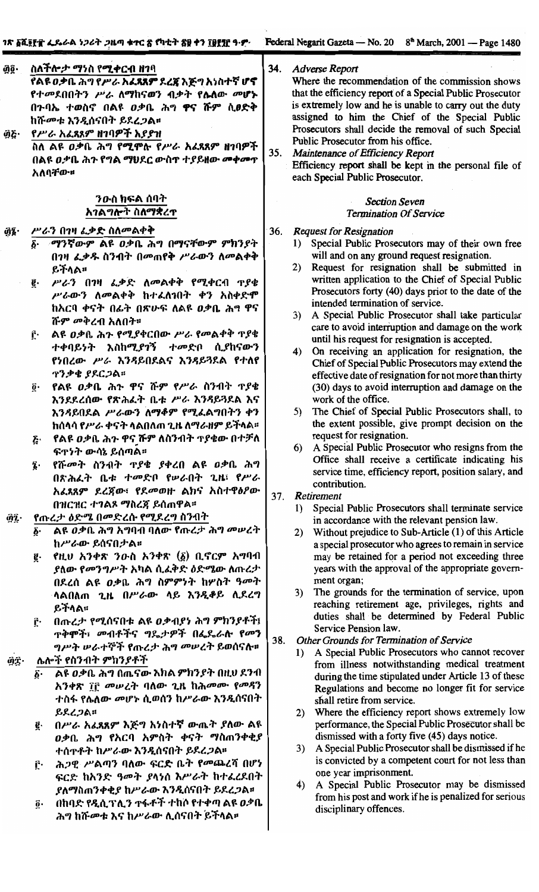፴፬· ስለችሎታ ማነስ የሚቀርብ ዘገባ

የልዩ ዐቃቤ ሕግ የሥራ አፈጻጸም ደረጃ እጅግ አነስተኛ ሆኖ የተመደበበትን ሥራ ለማከናወን ብቃት የሌለው መሆኑ በጉባኤ ተወስኖ በልዩ ዐቃቤ ሕግ ዋና ሹም ሲፀድቅ ከሹመቱ እንዲሰናበት ይደረጋል።

፴፭· የሥራ አፈጻጸም ዘገባዎች አያያዝ

ስለ ልዩ ዐቃቤ ሕግ የሚሞሉ የሥራ አፈጻጸም ዘገባዎች በልዩ ዐቃቤ ሕጉ የግል ማህደር ውስጥ ተያይዘው መቀመጥ አለባቸው።

## ንዑስ ክፍል ሰባት
## አገልግሎት ስለማቋረጥ

፴፮· ሥራን በገዛ ፈቃድ ስለመልቀቅ

፩· ማንኛውም ልዩ ዐቃቤ ሕግ በማናቸውም ምክንያት በገዛ ፈቃዱ ስንብት በመጠየቅ ሥራውን ለመልቀቅ ይችላል።

፪· ሥራን በገዛ ፈቃድ ለመልቀቅ የሚቀርብ ጥያቄ ሥራውን ለመልቀቅ ከተፈለገበት ቀን አስቀድሞ ከአርባ ቀናት በፊት በጽሁፍ ለልዩ ዐቃቤ ሕግ ዋና ሹም መቅረብ አለበት።

፫· ልዩ ዐቃቤ ሕጉ የሚያቀርበው ሥራ የመልቀቅ ጥያቄ ተቀባይነት እስከሚያገኝ ተመድቦ ሲያከናውን የነበረው ሥራ እንዳይበደልና እንዳይጓደል የተለየ ጥንቃቄ ያደርጋል።

፬· የልዩ ዐቃቤ ሕጉ ዋና ሹም የሥራ ስንብት ጥያቄ እንደደረሰው የጽሕፈት ቤቱ ሥራ እንዳይጓደል እና እንዳይበደል ሥራውን ለማቆም የሚፈልግበትን ቀን ከሰላሳ የሥራ ቀናት ላልበለጠ ጊዜ ለማራዘም ይችላል።

፭· የልዩ ዐቃቤ ሕጉ ዋና ሹም ለስንብት ጥያቄው በተቻለ ፍጥነት ውሳኔ ይሰጣል።

፮· የሹመት ስንብት ጥያቄ ያቀረበ ልዩ ዐቃቤ ሕግ በጽሕፈት ቤቱ ተመድቦ የሠራበት ጊዜ፣ የሥራ አፈጻጸም ደረጃው፣ የደመወዝ ልክና አስተዋፅዖው በዝርዝር ተገልጾ ማስረጃ ይሰጠዋል።

፴፯· የጡረታ ዕድሜ በመድረሱ የሚደረግ ስንብት

፩· ልዩ ዐቃቤ ሕግ አግባብ ባለው የጡረታ ሕግ መሠረት ከሥራው ይሰናበታል።

፪· የዚህ አንቀጽ ንዑስ አንቀጽ (፩) ቢኖርም አግባብ ያለው የመንግሥት አካል ሲፈቅድ ዕድሜው ለጡረታ በደረሰ ልዩ ዐቃቤ ሕግ ስምምነት ከሦስት ዓመት ላልበለጠ ጊዜ በሥራው ላይ እንዲቆይ ሊደረግ ይችላል።

፫· በጡረታ የሚሰናበቱ ልዩ ዐቃብያን ሕግ ምክንያቶች፣ ጥቅሞች፣ መብቶችና ግዴታዎች በፌዴራሉ የመንግሥት ሠራተኞች የጡረታ ሕግ መሠረት ይወሰናሉ።

፴፰· ሌሎች የስንብት ምክንያቶች

፩· ልዩ ዐቃቤ ሕግ በጤናው እክል ምክንያት በዚህ ደንብ አንቀጽ ፲፫ መሠረት ባለው ጊዜ ከሕመሙ የመዳን ተስፋ የሌለው መሆኑ ሲወሰን ከሥራው እንዲሰናበት ይደረጋል።

፪· በሥራ አፈጻጸም እጅግ አነስተኛ ውጤት ያለው ልዩ ዐቃቤ ሕግ የአርባ አምስት ቀናት ማስጠንቀቂያ ተሰጥቶት ከሥራው እንዲሰናበት ይደረጋል።

፫· ሕጋዊ ሥልጣን ባለው ፍርድ ቤት የመጨረሻ በሆነ ፍርድ ከአንድ ዓመት ያላነሰ እሥራት ከተፈረደበት ያለማስጠንቀቂያ ከሥራው እንዲሰናበት ይደረጋል።

፬· በከባድ የዲሲፕሊን ጥፋቶች ተከሶ የተቀጣ ልዩ ዐቃቤ ሕግ ከሹመቱ እና ከሥራው ሊሰናበት ይችላል።

34. *Adverse Report*

Where the recommendation of the commission shows that the efficiency report of a Special Public Prosecutor is extremely low and he is unable to carry out the duty assigned to him the Chief of the Special Public Prosecutors shall decide the removal of such Special Public Prosecutor from his office.

35. *Maintenance of Efficiency Report*

Efficiency report shall be kept in the personal file of each Special Public Prosecutor.

## *Section Seven*
## *Termination Of Service*

36. *Request for Resignation*

1) Special Public Prosecutors may of their own free will and on any ground request resignation.
2) Request for resignation shall be submitted in written application to the Chief of Special Public Prosecutors forty (40) days prior to the date of the intended termination of service.
3) A Special Public Prosecutor shall take particular care to avoid interruption and damage on the work until his request for resignation is accepted.
4) On receiving an application for resignation, the Chief of Special Public Prosecutors may extend the effective date of resignation for not more than thirty (30) days to avoid interruption and damage on the work of the office.
5) The Chief of Special Public Prosecutors shall, to the extent possible, give prompt decision on the request for resignation.
6) A Special Public Prosecutor who resigns from the Office shall receive a certificate indicating his service time, efficiency report, position salary, and contribution.

37. *Retirement*

1) Special Public Prosecutors shall terminate service in accordance with the relevant pension law.
2) Without prejudice to Sub-Article (1) of this Article a special prosecutor who agrees to remain in service may be retained for a period not exceeding three years with the approval of the appropriate government organ;
3) The grounds for the termination of service, upon reaching retirement age, privileges, rights and duties shall be determined by Federal Public Service Pension law.

38. *Other Grounds for Termination of Service*

1) A Special Public Prosecutors who cannot recover from illness notwithstanding medical treatment during the time stipulated under Article 13 of these Regulations and become no longer fit for service shall retire from service.
2) Where the efficiency report shows extremely low performance, the Special Public Prosecutor shall be dismissed with a forty five (45) days notice.
3) A Special Public Prosecutor shall be dismissed if he is convicted by a competent court for not less than one year imprisonment.
4) A Special Public Prosecutor may be dismissed from his post and work if he is penalized for serious disciplinary offences.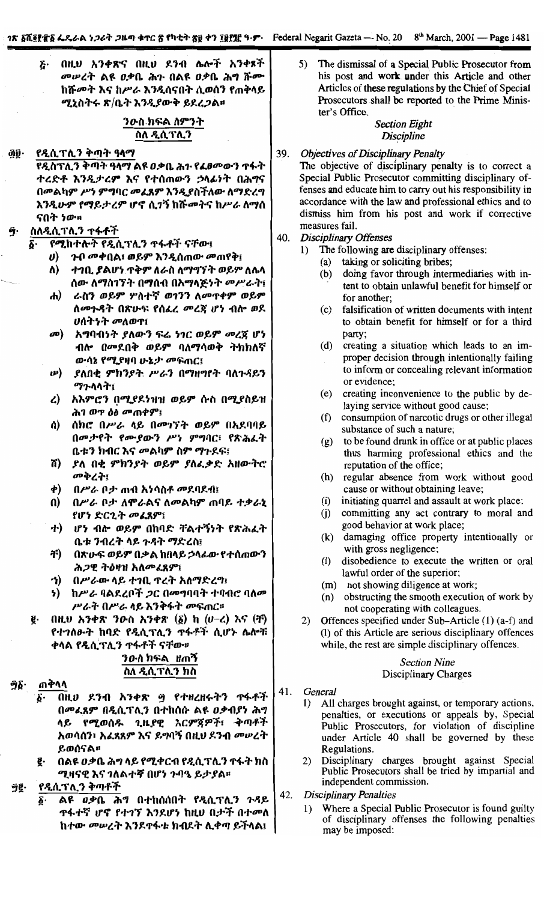፭· በዚህ አንቀጽና በዚህ ደንብ ሌሎች አንቀጾች መሠረት ልዩ ዐቃቤ ሕጉ በልዩ ዐቃቤ ሕግ ሹሙ ከሹመት እና ከሥራ እንዲሰናበት ሲወሰን የጠቅላይ ሚኒስትሩ ጽ/ቤት እንዲያውቀው ይደረጋል።

## ንዑስ ክፍል ስምንት
## ስለ ዲሲፕሊን

**፴፱· የዲሲፕሊን ቅጣት ዓላማ**

የዲሲፕሊን ቅጣት ዓላማ ልዩ ዐቃቤ ሕጉ የፈፀመውን ጥፋት ተረድቶ እንዲታረም እና የተሰጠውን ኃላፊነት በሕግና በመልካም ሥነ ምግባር መፈጸም እንዲያስችለው ለማድረግ እንዲሁም የማይታረም ሆኖ ሲገኝ ከሹመትና ከሥራ ለማሰ ናበት ነው።

**፵· ስለዲሲፕሊን ጥፋቶች**

፩· የሚከተሉት የዲሲፕሊን ጥፋቶች ናቸው፤

ሀ) ጉቦ መቀበል፣ ወይም እንዲሰጠው መጠየቅ፤

ለ) ተገቢ ያልሆነ ጥቅም ለራስ ለማግኘት ወይም ለሌላ ሰው ለማስገኘት በማሰብ በአማላጅነት መሥራት፤

ሐ) ራስን ወይም ሦስተኛ ወገንን ለመጥቀም ወይም ለመጉዳት በጽሁፍ የሰፈረ መረጃ ሆን ብሎ ወደ ሀሰትነት መለወጥ፤

መ) አግባብነት ያለውን ፍሬ ነገር ወይም መረጃ ሆን ብሎ በመደበቅ ወይም ባለማሳወቅ ትክክለኛ ውሳኔ የሚያዛባ ሁኔታ መፍጠር፤

ሠ) ያለበቂ ምክንያት ሥራን በማዘግየት ባለጉዳይን ማጉላላት፤

ረ) አእምሮን በሚያደነዝዝ ወይም ሱስ በሚያስይዝ ሕገ ወጥ ዕፅ መጠቀም፤

ሰ) ሰክሮ በሥራ ላይ በመገኘት ወይም በአደባባይ በመታየት የሙያውን ሥነ ምግባር፣ የጽሕፈት ቤቱን ክብር እና መልካም ስም ማጉደፍ፤

ሸ) ያለ በቂ ምክንያት ወይም ያለፈቃድ አዘውትሮ መቅረት፤

ቀ) በሥራ ቦታ ጠብ አነሳስቶ መደባደብ፤

በ) በሥራ ቦታ ለሞራልና ለመልካም ጠባይ ተቃራኒ የሆነ ድርጊት መፈጸም፤

ተ) ሆን ብሎ ወይም በከባድ ቸልተኝነት የጽሕፈት ቤቱ ንብረት ላይ ጉዳት ማድረስ፤

ቸ) በጽሁፍ ወይም በቃል ከበላይ ኃላፊው የተሰጠውን ሕጋዊ ትዕዛዝ አለመፈጸም፤

ኀ) በሥራው ላይ ተገቢ ጥረት አለማድረግ፣

ነ) ከሥራ ባልደረቦች ጋር በመግባባት ተባብሮ ባለመሥራት በሥራ ላይ እንቅፋት መፍጠር።

፪· በዚህ አንቀጽ ንዑስ አንቀጽ (፩) ከ (ሀ-ረ) እና (ቸ) የተገለፁት ከባድ የዲሲፕሊን ጥፋቶች ሲሆኑ ሌሎቹ ቀላል የዲሲፕሊን ጥፋቶች ናቸው።

## ንዑስ ክፍል ዘጠኝ
## ስለ ዲሲፕሊን ክስ

**፵፩· ጠቅላላ**

፩· በዚህ ደንብ አንቀጽ ፵ የተዘረዘሩትን ጥፋቶች በመፈጸም በዲሲፕሊን በተከሰሱ ልዩ ዐቃቤያነ ሕግ ላይ የሚወሰዱ ጊዜያዊ እርምጃዎች፣ ቅጣቶች አወሳሰን፣ አፈጻጸም እና ይግባኝ በዚህ ደንብ መሠረት ይወሰናል።

፪· ልዩ ዐቃቤ ሕግ ላይ የሚቀርብ የዲሲፕሊን ጥፋት ክስ ሚዛናዊ እና ገለልተኛ በሆነ ጉባዔ ይታያል።

**፵፪· የዲሲፕሊን ቅጣቶች**

፩· ልዩ ዐቃቤ ሕግ በተከሰሰበት የዲሲፕሊን ጉዳይ ጥፋተኛ ሆኖ የተገኘ እንደሆነ ከዚህ በታች በተመለ ከተው መሠረት እንደጥፋቱ ክብደት ሊቀጣ ይችላል፤

5) The dismissal of a Special Public Prosecutor from his post and work under this Article and other Articles of these regulations by the Chief of Special Prosecutors shall be reported to the Prime Minister's Office.

## Section Eight
## Discipline

**39. Objectives of Disciplinary Penalty**

The objective of disciplinary penalty is to correct a Special Public Prosecutor committing disciplinary offenses and educate him to carry out his responsibility in accordance with the law and professional ethics and to dismiss him from his post and work if corrective measures fail.

**40. Disciplinary Offenses**

1) The following are disciplinary offenses:

(a) taking or soliciting bribes;

(b) doing favor through intermediaries with intent to obtain unlawful benefit for himself or for another;

(c) falsification of written documents with intent to obtain benefit for himself or for a third party;

(d) creating a situation which leads to an improper decision through intentionally failing to inform or concealing relevant information or evidence;

(e) creating inconvenience to the public by delaying service without good cause;

(f) consumption of narcotic drugs or other illegal substance of such a nature;

(g) to be found drunk in office or at public places thus harming professional ethics and the reputation of the office;

(h) regular absence from work without good cause or without obtaining leave;

(i) initiating quarrel and assault at work place;

(j) committing any act contrary to moral and good behavior at work place;

(k) damaging office property intentionally or with gross negligence;

(l) disobedience to execute the written or oral lawful order of the superior;

(m) not showing diligence at work;

(n) obstructing the smooth execution of work by not cooperating with colleagues.

2) Offences specified under Sub-Article (1) (a-f) and (l) of this Article are serious disciplinary offences while, the rest are simple disciplinary offences.

## Section Nine
## Disciplinary Charges

**41. General**

1) All charges brought against, or temporary actions, penalties, or executions or appeals by, Special Public Prosecutors, for violation of discipline under Article 40 shall be governed by these Regulations.

2) Disciplinary charges brought against Special Public Prosecutors shall be tried by impartial and independent commission.

**42. Disciplinary Penalties**

1) Where a Special Public Prosecutor is found guilty of disciplinary offenses the following penalties may be imposed: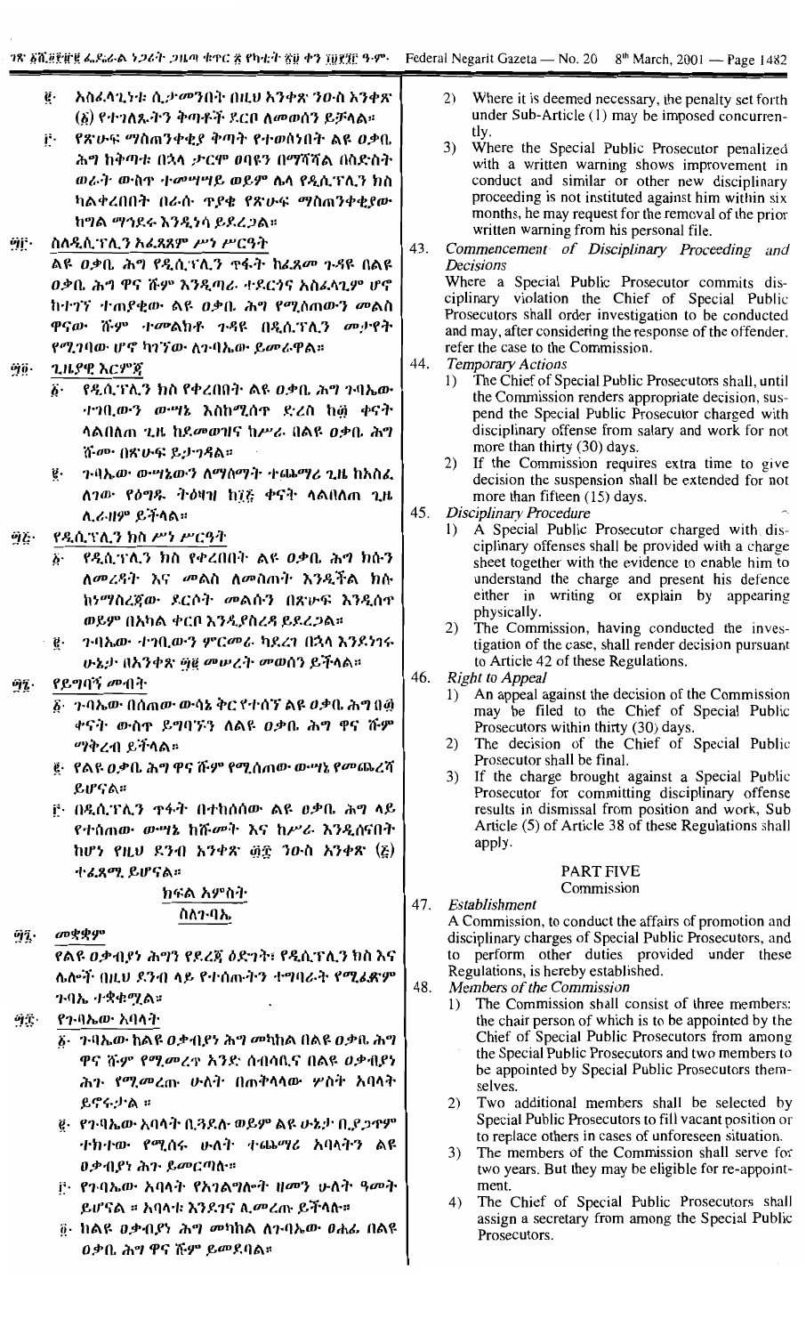፪· አስፈላጊነቱ ሲታመንበት በዚህ አንቀጽ ንዑስ አንቀጽ (፩) የተገለጹትን ቅጣቶች ደርቦ ለመወሰን ይቻላል።

፫· የጽሁፍ ማስጠንቀቂያ ቅጣት የተወሰነበት ልዩ ዐቃቤ ሕግ ከቅጣቱ በኋላ ጥርጥር ወረው በማሻሻል በስድስት ወራት ውስጥ ተመሣሣይ ወይም ሌላ የዲሲፕሊን ክስ ካልቀረበበት በራሱ ጥያቄ የጽሁፍ ማስጠንቀቂያው ከግል ማኅደሩ እንዲነሳ ይደረጋል።

፵፫· ስለዲሲፕሊን አፈጻጸም ሥነ ሥርዓት
ልዩ ዐቃቤ ሕግ የዲሲፕሊን ጥፋት ከፈጸመ ጉዳዩ በልዩ ዐቃቤ ሕግ ዋና ሹም እንዲጣራ ተደርጎና አስፈላጊም ሆኖ ከተገኘ ተጠያቂው ልዩ ዐቃቤ ሕግ የሚሰጠውን መልስ ዋናው ሹም ተመልክቶ ጉዳዩ በዲሲፕሊን መታየት የሚገባው ሆኖ ካገኘው ለጉባኤው ይመራዋል።

፵፬· ጊዜያዊ እርምጃ
፩· የዲሲፕሊን ክስ የቀረበበት ልዩ ዐቃቤ ሕግ ጉባኤው ተገቢውን ውሣኔ እስከሚሰጥ ድረስ ከ፴ ቀናት ላልበለጠ ጊዜ ከደመወዝና ከሥራ በልዩ ዐቃቤ ሕግ ሹሙ በጽሁፍ ይታገዳል።
፪· ጉባኤው ውሣኔውን ለማስማት ተጨማሪ ጊዜ ከአስፈለገው የዕግዱ ትዕዛዝ ከ፲፭ ቀናት ላልበለጠ ጊዜ ሊራዘም ይችላል።

፵፭· የዲሲፕሊን ክስ ሥነ ሥርዓት
፩· የዲሲፕሊን ክስ የቀረበበት ልዩ ዐቃቤ ሕግ ክሱን ለመረዳት እና መልስ ለመስጠት እንዲችል ክሱ ከማስረጃው ጋር ደርሶት መልሱን በጽሁፍ እንዲሰጥ ወይም በአካል ቀርቦ እንዲያስረዳ ይደረጋል።
፪· ጉባኤው ተገቢውን ምርመራ ካደረገ በኋላ እንደነገሩ ሁኔታ በአንቀጽ ፵፪ መሠረት መወሰን ይችላል።

፵፮· የይግባኝ መብት
፩· ጉባኤው በሰጠው ውሳኔ ቅር የተሰኘ ልዩ ዐቃቤ ሕግ በ፴ ቀናት ውስጥ ይግባኙን ለልዩ ዐቃቤ ሕግ ዋና ሹም ማቅረብ ይችላል።
፪· የልዩ ዐቃቤ ሕግ ዋና ሹም የሚሰጠው ውሣኔ የመጨረሻ ይሆናል።
፫· በዲሲፕሊን ጥፋት በተከሰሰው ልዩ ዐቃቤ ሕግ ላይ የተሰጠው ውሣኔ ከሹመት እና ከሥራ እንዲሰናበት ከሆነ የዚህ ደንብ አንቀጽ ፴፰ ንዑስ አንቀጽ (፭) ተፈጻሚ ይሆናል።

## ክፍል አምስት
## ስለጉባኤ

፵፯· መቋቋም
የልዩ ዐቃብያነ ሕግን የደረጃ ዕድገት፣ የዲሲፕሊን ክስ እና ሌሎች በዚህ ደንብ ላይ የተሰጡትን ተግባራት የሚፈጽም ጉባኤ ተቋቁሟል።

፵፰· የጉባኤው አባላት
፩· ጉባኤው ከልዩ ዐቃብያነ ሕግ መካከል በልዩ ዐቃቤ ሕግ ዋና ሹም የሚመረጥ አንድ ሰብሳቢና በልዩ ዐቃብያነ ሕጉ የሚመረጡ ሁለት በጠቅላላው ሦስት አባላት ይኖሩታል።
፪· የጉባኤው አባላት ቢጓደሉ ወይም ልዩ ሁኔታ ቢያጋጥም ተክተው የሚሰሩ ሁለት ተጨማሪ አባላትን ልዩ ዐቃብያነ ሕጉ ይመርጣሉ።
፫· የጉባኤው አባላት የአገልግሎት ዘመን ሁለት ዓመት ይሆናል። አባላቱ እንደገና ሊመረጡ ይችላሉ።
፬· ከልዩ ዐቃብያነ ሕግ መካከል ለጉባኤው ፀሐፊ በልዩ ዐቃቤ ሕግ ዋና ሹም ይመደባል።

2) Where it is deemed necessary, the penalty set forth under Sub-Article (1) may be imposed concurrently.

3) Where the Special Public Prosecutor penalized with a written warning shows improvement in conduct and similar or other new disciplinary proceeding is not instituted against him within six months, he may request for the removal of the prior written warning from his personal file.

43. *Commencement of Disciplinary Proceeding and Decisions*

Where a Special Public Prosecutor commits disciplinary violation the Chief of Special Public Prosecutors shall order investigation to be conducted and may, after considering the response of the offender, refer the case to the Commission.

44. *Temporary Actions*

1) The Chief of Special Public Prosecutors shall, until the Commission renders appropriate decision, suspend the Special Public Prosecutor charged with disciplinary offense from salary and work for not more than thirty (30) days.

2) If the Commission requires extra time to give decision the suspension shall be extended for not more than fifteen (15) days.

45. *Disciplinary Procedure*

1) A Special Public Prosecutor charged with disciplinary offenses shall be provided with a charge sheet together with the evidence to enable him to understand the charge and present his defence either in writing or explain by appearing physically.

2) The Commission, having conducted the investigation of the case, shall render decision pursuant to Article 42 of these Regulations.

46. *Right to Appeal*

1) An appeal against the decision of the Commission may be filed to the Chief of Special Public Prosecutors within thirty (30) days.

2) The decision of the Chief of Special Public Prosecutor shall be final.

3) If the charge brought against a Special Public Prosecutor for committing disciplinary offense results in dismissal from position and work, Sub Article (5) of Article 38 of these Regulations shall apply.

## PART FIVE
## Commission

47. *Establishment*

A Commission, to conduct the affairs of promotion and disciplinary charges of Special Public Prosecutors, and to perform other duties provided under these Regulations, is hereby established.

48. *Members of the Commission*

1) The Commission shall consist of three members: the chair person of which is to be appointed by the Chief of Special Public Prosecutors from among the Special Public Prosecutors and two members to be appointed by Special Public Prosecutors themselves.

2) Two additional members shall be selected by Special Public Prosecutors to fill vacant position or to replace others in cases of unforeseen situation.

3) The members of the Commission shall serve for two years. But they may be eligible for re-appointment.

4) The Chief of Special Public Prosecutors shall assign a secretary from among the Special Public Prosecutors.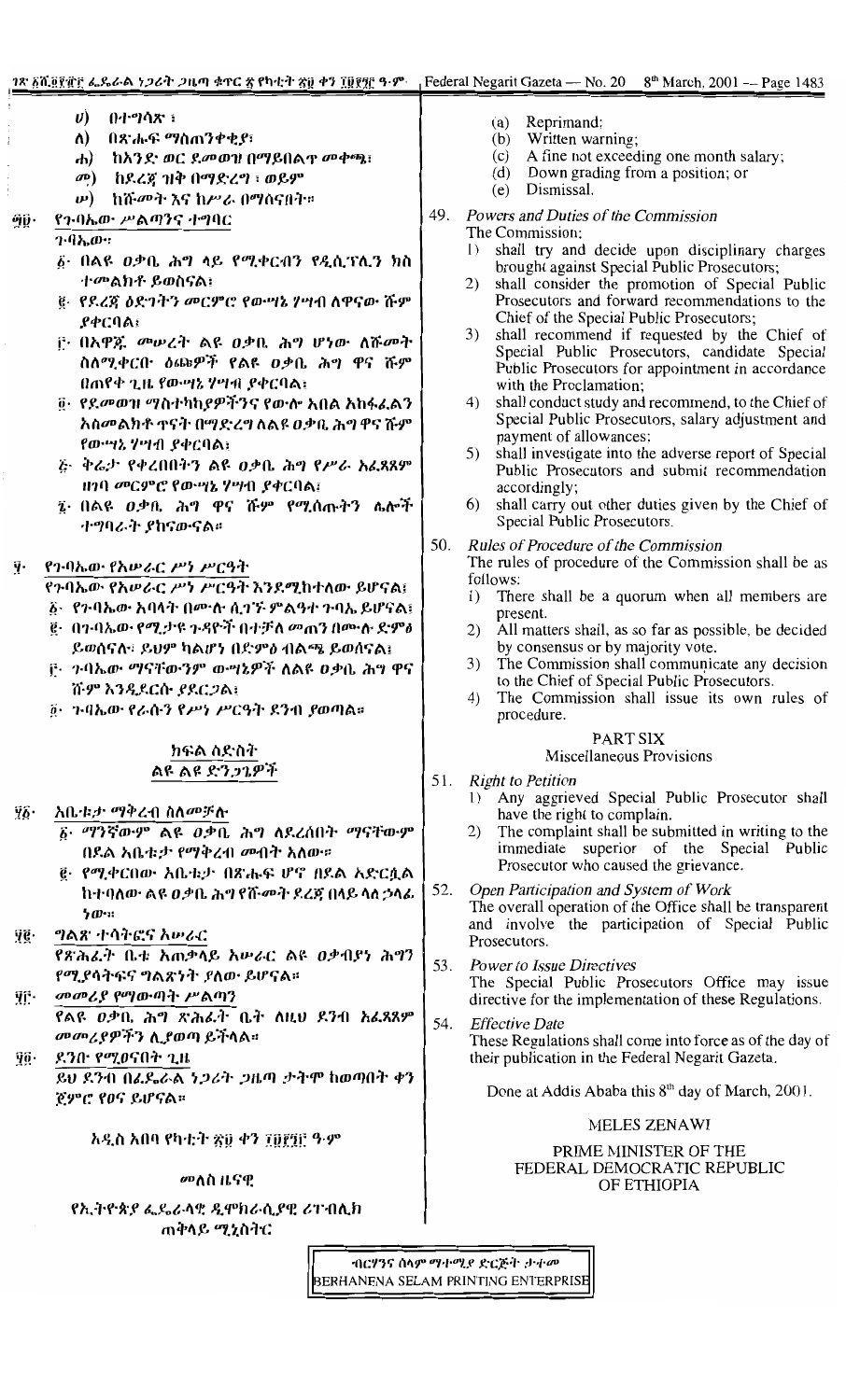ሀ) በተግሳጽ ፣
ለ) በጽሑፍ ማስጠንቀቂያ፣
ሐ) ከአንድ ወር ደመወዝ በማይበልጥ መቀጫ፣
መ) ከደረጃ ዝቅ በማድረግ ፣ ወይም
ሠ) ከሹመት እና ከሥራ በማሰናበት።

**፵፱· የጉባኤው ሥልጣንና ተግባር**

ጉባኤው፡-

፩· በልዩ ዐቃቤ ሕግ ላይ የሚቀርብን የዲሲፕሊን ክስ ተመልክቶ ይወስናል፤
፪· የደረጃ ዕድገትን መርምሮ የውሣኔ ሃሣብ ለዋናው ሹም ያቀርባል፤
፫· በአዋጁ መሠረት ልዩ ዐቃቤ ሕግ ሆነው ለሹመት ስለሚቀርቡ ዕጩዎች የልዩ ዐቃቤ ሕግ ዋና ሹም በጠየቀ ጊዜ የውሣኔ ሃሣብ ያቀርባል፤
፬· የደመወዝ ማስተካከያዎችንና የውሎ አበል አከፋፈልን አስመልክቶ ጥናት በማድረግ ለልዩ ዐቃቤ ሕግ ዋና ሹም የውሣኔ ሃሣብ ያቀርባል፤
፭· ቅሬታ የቀረበበትን ልዩ ዐቃቤ ሕግ የሥራ አፈጻጸም ዘገባ መርምሮ የውሣኔ ሃሣብ ያቀርባል፤
፮· በልዩ ዐቃቤ ሕግ ዋና ሹም የሚሰጡትን ሌሎች ተግባራት ያከናውናል።

**፶· የጉባኤው የአሠራር ሥነ ሥርዓት**

የጉባኤው የአሠራር ሥነ ሥርዓት እንደሚከተለው ይሆናል፤

፩· የጉባኤው አባላት በሙሉ ሲገኙ ምልዓተ ጉባኤ ይሆናል፤
፪· በጉባኤው የሚታዩ ጉዳዮች በተቻለ መጠን በሙሉ ድምፅ ይወሰናሉ፣ ይህም ካልሆነ በድምፅ ብልጫ ይወሰናል፤
፫· ጉባኤው ማናቸውንም ውሣኔዎች ለልዩ ዐቃቤ ሕግ ዋና ሹም እንዲደርሱ ያደርጋል፤
፬· ጉባኤው የራሱን የሥነ ሥርዓት ደንብ ያወጣል።

## ክፍል ስድስት
## ልዩ ልዩ ድንጋጌዎች

**፶፩· አቤቱታ ማቅረብ ስለመቻሉ**

፩· ማንኛውም ልዩ ዐቃቤ ሕግ ለደረሰበት ማናቸውም በደል አቤቱታ የማቅረብ መብት አለው።
፪· የሚቀርበው አቤቱታ በጽሑፍ ሆኖ በደል አድርሷል ከተባለው ልዩ ዐቃቤ ሕግ የሹመት ደረጃ በላይ ላለ ኃላፊ ነው።

**፶፪· ግልጽ ተሳትፎና አሠራር**

የጽሕፈት ቤቱ አጠቃላይ አሠራር ልዩ ዐቃብያነ ሕግን የሚያሳትፍና ግልጽነት ያለው ይሆናል።

**፶፫· መመሪያ የማውጣት ሥልጣን**

የልዩ ዐቃቤ ሕግ ጽሕፈት ቤት ለዚህ ደንብ አፈጻጸም መመሪያዎችን ሊያወጣ ይችላል።

**፶፬· ደንቡ የሚፀናበት ጊዜ**

ይህ ደንብ በፌዴራል ነጋሪት ጋዜጣ ታትሞ ከወጣበት ቀን ጀምሮ የፀና ይሆናል።

አዲስ አበባ የካቲት ፳፱ ቀን ፲፱፻፺፫ ዓ·ም

መለስ ዜናዊ

የኢትዮጵያ ፌዴራላዊ ዲሞክራሲያዊ ሪፐብሊክ ጠቅላይ ሚኒስትር

---

(a) Reprimand:
(b) Written warning;
(c) A fine not exceeding one month salary;
(d) Down grading from a position; or
(e) Dismissal.

**49. *Powers and Duties of the Commission***

The Commission;

1) shall try and decide upon disciplinary charges brought against Special Public Prosecutors;
2) shall consider the promotion of Special Public Prosecutors and forward recommendations to the Chief of the Special Public Prosecutors;
3) shall recommend if requested by the Chief of Special Public Prosecutors, candidate Special Public Prosecutors for appointment in accordance with the Proclamation;
4) shall conduct study and recommend, to the Chief of Special Public Prosecutors, salary adjustment and payment of allowances;
5) shall investigate into the adverse report of Special Public Prosecutors and submit recommendation accordingly;
6) shall carry out other duties given by the Chief of Special Public Prosecutors.

**50. *Rules of Procedure of the Commission***

The rules of procedure of the Commission shall be as follows:

1) There shall be a quorum when all members are present.
2) All matters shall, as so far as possible, be decided by consensus or by majority vote.
3) The Commission shall communicate any decision to the Chief of Special Public Prosecutors.
4) The Commission shall issue its own rules of procedure.

## PART SIX
## Miscellaneous Provisions

**51. *Right to Petition***

1) Any aggrieved Special Public Prosecutor shall have the right to complain.
2) The complaint shall be submitted in writing to the immediate superior of the Special Public Prosecutor who caused the grievance.

**52. *Open Participation and System of Work***

The overall operation of the Office shall be transparent and involve the participation of Special Public Prosecutors.

**53. *Power to Issue Directives***

The Special Public Prosecutors Office may issue directive for the implementation of these Regulations.

**54. *Effective Date***

These Regulations shall come into force as of the day of their publication in the Federal Negarit Gazeta.

Done at Addis Ababa this 8th day of March, 2001.

MELES ZENAWI

PRIME MINISTER OF THE FEDERAL DEMOCRATIC REPUBLIC OF ETHIOPIA

ብርሃንና ሰላም ማተሚያ ድርጅት ታተመ
BERHANENA SELAM PRINTING ENTERPRISE